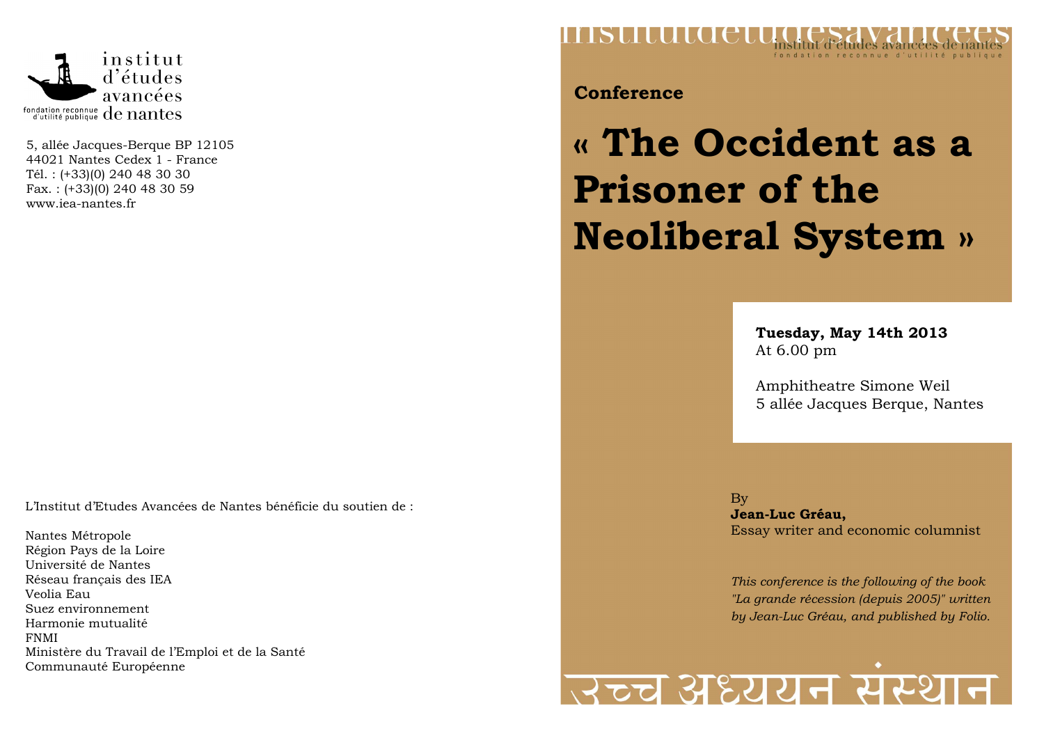institut d'études avancées de nantes

fondation reconnue d'utilité publique

5, allée Jacques-Berque BP 12105
44021 Nantes Cedex 1 - France
Tél. : (+33)(0) 240 48 30 30
Fax. : (+33)(0) 240 48 30 59
www.iea-nantes.fr

L'Institut d'Etudes Avancées de Nantes bénéficie du soutien de :

Nantes Métropole
Région Pays de la Loire
Université de Nantes
Réseau français des IEA
Veolia Eau
Suez environnement
Harmonie mutualité
FNMI
Ministère du Travail de l'Emploi et de la Santé
Communauté Européenne

institutdetudesavancees

institut d'études avancées de nantes
fondation reconnue d'utilité publique

**Conference**

# « The Occident as a Prisoner of the Neoliberal System »

**Tuesday, May 14th 2013**
At 6.00 pm

Amphitheatre Simone Weil
5 allée Jacques Berque, Nantes

By
**Jean-Luc Gréau,**
Essay writer and economic columnist

*This conference is the following of the book "La grande récession (depuis 2005)" written by Jean-Luc Gréau, and published by Folio.*

उच्च अध्ययन संस्थान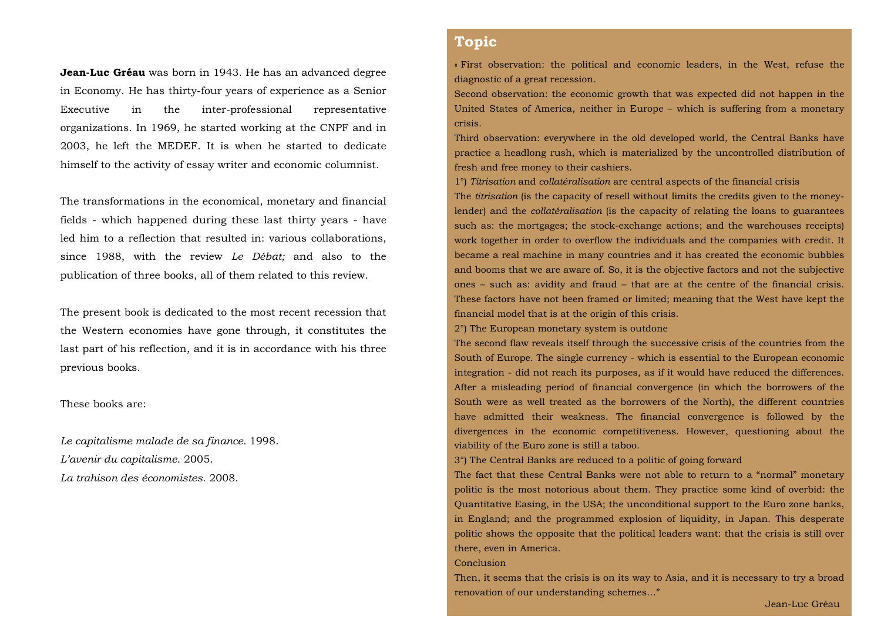**Jean-Luc Gréau** was born in 1943. He has an advanced degree in Economy. He has thirty-four years of experience as a Senior Executive in the inter-professional representative organizations. In 1969, he started working at the CNPF and in 2003, he left the MEDEF. It is when he started to dedicate himself to the activity of essay writer and economic columnist.

The transformations in the economical, monetary and financial fields - which happened during these last thirty years - have led him to a reflection that resulted in: various collaborations, since 1988, with the review *Le Débat;* and also to the publication of three books, all of them related to this review.

The present book is dedicated to the most recent recession that the Western economies have gone through, it constitutes the last part of his reflection, and it is in accordance with his three previous books.

These books are:

*Le capitalisme malade de sa finance.* 1998.
*L'avenir du capitalisme*. 2005.
*La trahison des économistes.* 2008.

## Topic

« First observation: the political and economic leaders, in the West, refuse the diagnostic of a great recession.

Second observation: the economic growth that was expected did not happen in the United States of America, neither in Europe – which is suffering from a monetary crisis.

Third observation: everywhere in the old developed world, the Central Banks have practice a headlong rush, which is materialized by the uncontrolled distribution of fresh and free money to their cashiers.

1°) *Titrisation* and *collatéralisation* are central aspects of the financial crisis

The *titrisation* (is the capacity of resell without limits the credits given to the money-lender) and the *collatéralisation* (is the capacity of relating the loans to guarantees such as: the mortgages; the stock-exchange actions; and the warehouses receipts) work together in order to overflow the individuals and the companies with credit. It became a real machine in many countries and it has created the economic bubbles and booms that we are aware of. So, it is the objective factors and not the subjective ones – such as: avidity and fraud – that are at the centre of the financial crisis. These factors have not been framed or limited; meaning that the West have kept the financial model that is at the origin of this crisis.

2°) The European monetary system is outdone

The second flaw reveals itself through the successive crisis of the countries from the South of Europe. The single currency - which is essential to the European economic integration - did not reach its purposes, as if it would have reduced the differences. After a misleading period of financial convergence (in which the borrowers of the South were as well treated as the borrowers of the North), the different countries have admitted their weakness. The financial convergence is followed by the divergences in the economic competitiveness. However, questioning about the viability of the Euro zone is still a taboo.

3°) The Central Banks are reduced to a politic of going forward

The fact that these Central Banks were not able to return to a "normal" monetary politic is the most notorious about them. They practice some kind of overbid: the Quantitative Easing, in the USA; the unconditional support to the Euro zone banks, in England; and the programmed explosion of liquidity, in Japan. This desperate politic shows the opposite that the political leaders want: that the crisis is still over there, even in America.

Conclusion

Then, it seems that the crisis is on its way to Asia, and it is necessary to try a broad renovation of our understanding schemes..."

Jean-Luc Gréau